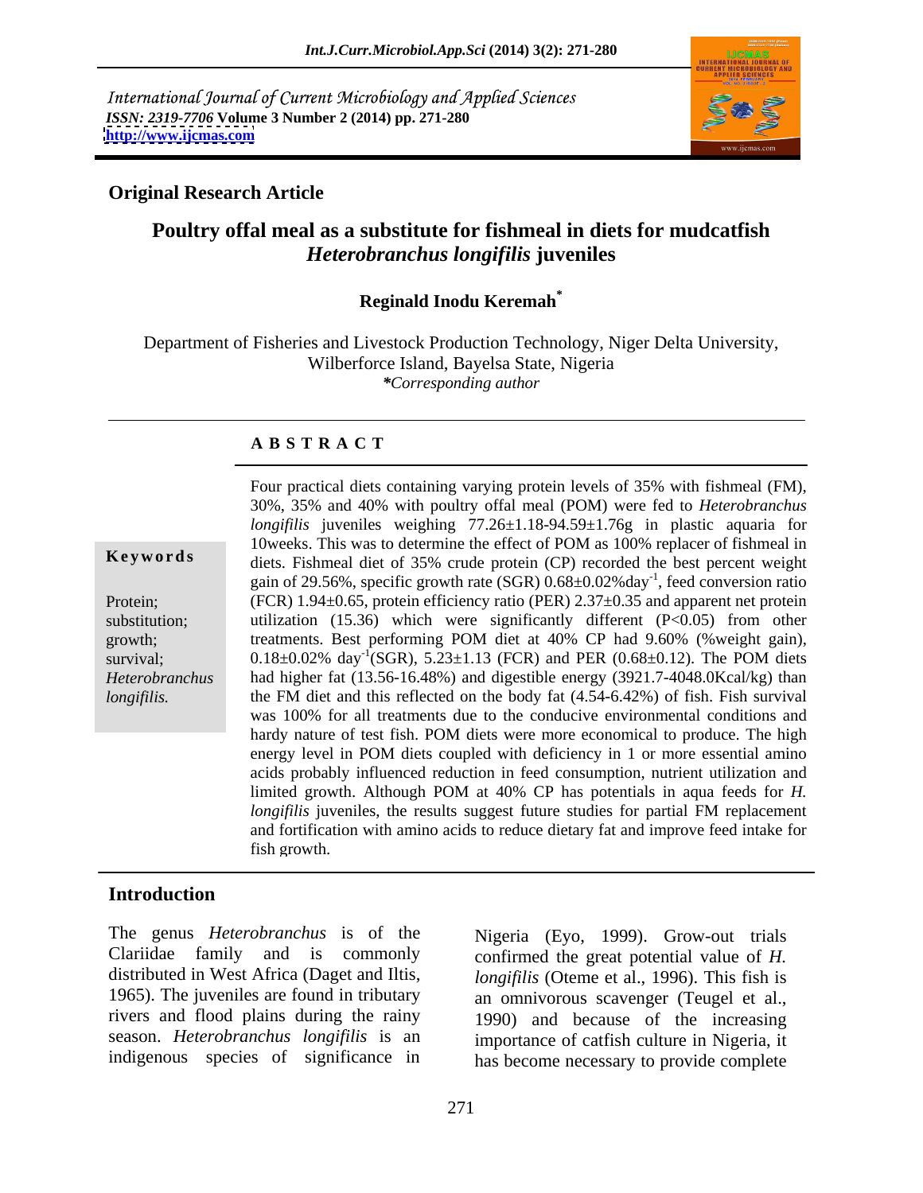International Journal of Current Microbiology and Applied Sciences
*ISSN: 2319-7706* **Volume 3 Number 2 (2014) pp. 271-280**
**http://www.ijcmas.com**

## Original Research Article

# Poultry offal meal as a substitute for fishmeal in diets for mudcatfish *Heterobranchus longifilis* juveniles

**Reginald Inodu Keremah***

Department of Fisheries and Livestock Production Technology, Niger Delta University, Wilberforce Island, Bayelsa State, Nigeria
*\*Corresponding author*

## ABSTRACT

**Keywords**

Protein; substitution; growth; survival; *Heterobranchus longifilis.*

Four practical diets containing varying protein levels of 35% with fishmeal (FM), 30%, 35% and 40% with poultry offal meal (POM) were fed to *Heterobranchus longifilis* juveniles weighing 77.26±1.18-94.59±1.76g in plastic aquaria for 10weeks. This was to determine the effect of POM as 100% replacer of fishmeal in diets. Fishmeal diet of 35% crude protein (CP) recorded the best percent weight gain of 29.56%, specific growth rate (SGR) 0.68±0.02%day$^{-1}$, feed conversion ratio (FCR) 1.94±0.65, protein efficiency ratio (PER) 2.37±0.35 and apparent net protein utilization (15.36) which were significantly different ($P<0.05$) from other treatments. Best performing POM diet at 40% CP had 9.60% (%weight gain), 0.18±0.02% day$^{-1}$(SGR), 5.23±1.13 (FCR) and PER (0.68±0.12). The POM diets had higher fat (13.56-16.48%) and digestible energy (3921.7-4048.0Kcal/kg) than the FM diet and this reflected on the body fat (4.54-6.42%) of fish. Fish survival was 100% for all treatments due to the conducive environmental conditions and hardy nature of test fish. POM diets were more economical to produce. The high energy level in POM diets coupled with deficiency in 1 or more essential amino acids probably influenced reduction in feed consumption, nutrient utilization and limited growth. Although POM at 40% CP has potentials in aqua feeds for *H. longifilis* juveniles, the results suggest future studies for partial FM replacement and fortification with amino acids to reduce dietary fat and improve feed intake for fish growth.

## Introduction

The genus *Heterobranchus* is of the Clariidae family and is commonly distributed in West Africa (Daget and Iltis, 1965). The juveniles are found in tributary rivers and flood plains during the rainy season. *Heterobranchus longifilis* is an indigenous species of significance in Nigeria (Eyo, 1999). Grow-out trials confirmed the great potential value of *H. longifilis* (Oteme et al., 1996). This fish is an omnivorous scavenger (Teugel et al., 1990) and because of the increasing importance of catfish culture in Nigeria, it has become necessary to provide complete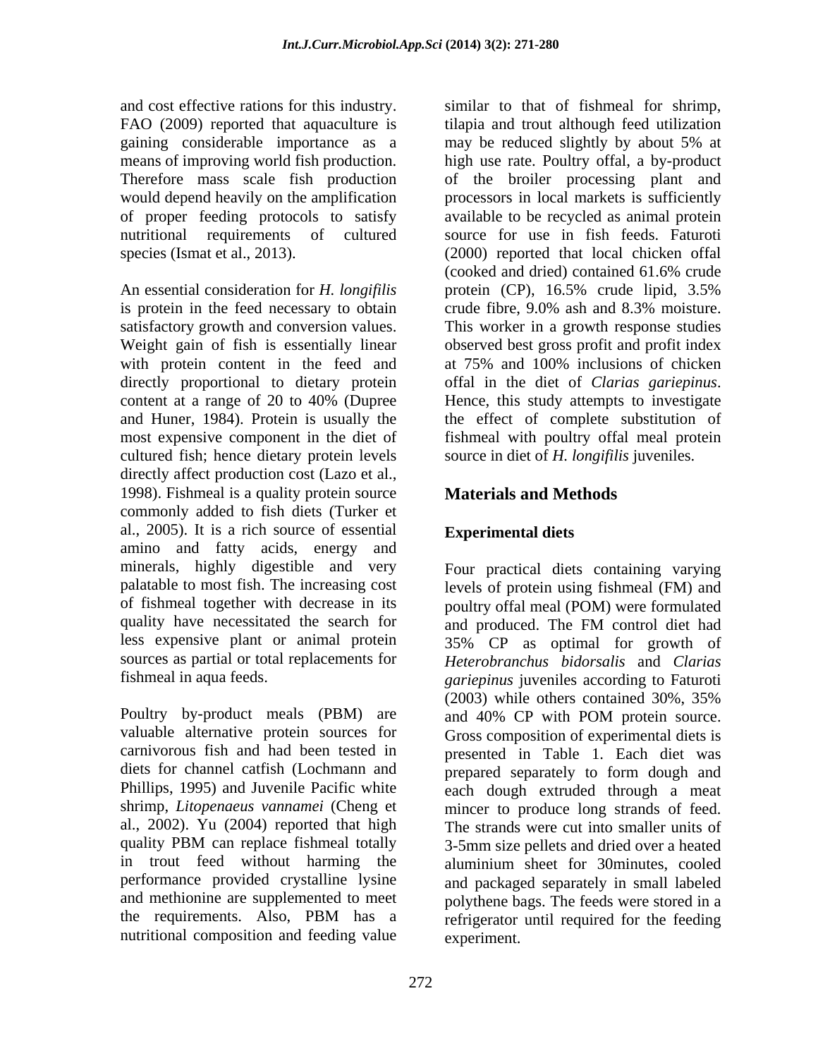and cost effective rations for this industry. FAO (2009) reported that aquaculture is gaining considerable importance as a means of improving world fish production. Therefore mass scale fish production would depend heavily on the amplification of proper feeding protocols to satisfy nutritional requirements of cultured species (Ismat et al., 2013).

An essential consideration for *H. longifilis* is protein in the feed necessary to obtain satisfactory growth and conversion values. Weight gain of fish is essentially linear with protein content in the feed and directly proportional to dietary protein content at a range of 20 to 40% (Dupree and Huner, 1984). Protein is usually the most expensive component in the diet of cultured fish; hence dietary protein levels directly affect production cost (Lazo et al., 1998). Fishmeal is a quality protein source commonly added to fish diets (Turker et al., 2005). It is a rich source of essential amino and fatty acids, energy and minerals, highly digestible and very palatable to most fish. The increasing cost of fishmeal together with decrease in its quality have necessitated the search for less expensive plant or animal protein sources as partial or total replacements for fishmeal in aqua feeds.

Poultry by-product meals (PBM) are valuable alternative protein sources for carnivorous fish and had been tested in diets for channel catfish (Lochmann and Phillips, 1995) and Juvenile Pacific white shrimp, *Litopenaeus vannamei* (Cheng et al., 2002). Yu (2004) reported that high quality PBM can replace fishmeal totally in trout feed without harming the performance provided crystalline lysine and methionine are supplemented to meet the requirements. Also, PBM has a nutritional composition and feeding value similar to that of fishmeal for shrimp, tilapia and trout although feed utilization may be reduced slightly by about 5% at high use rate. Poultry offal, a by-product of the broiler processing plant and processors in local markets is sufficiently available to be recycled as animal protein source for use in fish feeds. Faturoti (2000) reported that local chicken offal (cooked and dried) contained 61.6% crude protein (CP), 16.5% crude lipid, 3.5% crude fibre, 9.0% ash and 8.3% moisture. This worker in a growth response studies observed best gross profit and profit index at 75% and 100% inclusions of chicken offal in the diet of *Clarias gariepinus*. Hence, this study attempts to investigate the effect of complete substitution of fishmeal with poultry offal meal protein source in diet of *H. longifilis* juveniles.

## Materials and Methods

### Experimental diets

Four practical diets containing varying levels of protein using fishmeal (FM) and poultry offal meal (POM) were formulated and produced. The FM control diet had 35% CP as optimal for growth of *Heterobranchus bidorsalis* and *Clarias gariepinus* juveniles according to Faturoti (2003) while others contained 30%, 35% and 40% CP with POM protein source. Gross composition of experimental diets is presented in Table 1. Each diet was prepared separately to form dough and each dough extruded through a meat mincer to produce long strands of feed. The strands were cut into smaller units of 3-5mm size pellets and dried over a heated aluminium sheet for 30minutes, cooled and packaged separately in small labeled polythene bags. The feeds were stored in a refrigerator until required for the feeding experiment.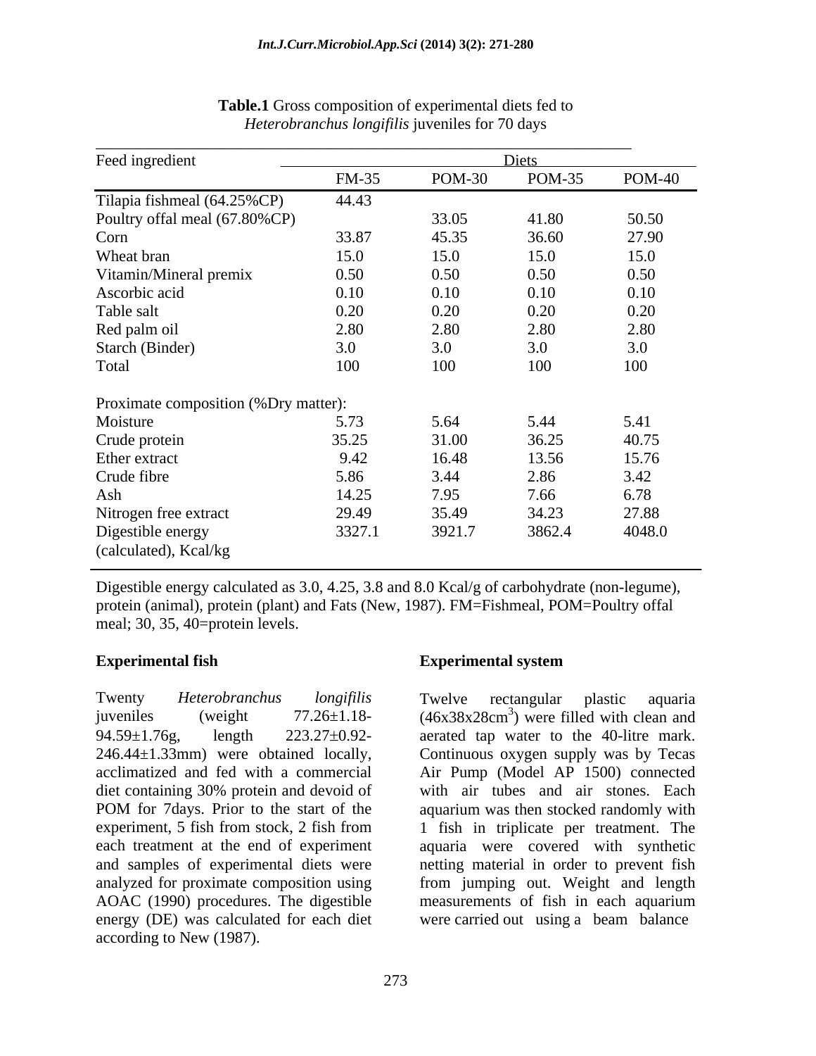**Table.1** Gross composition of experimental diets fed to *Heterobranchus longifilis* juveniles for 70 days

| Feed ingredient | Diets | | | |
|---|---|---|---|---|
| | FM-35 | POM-30 | POM-35 | POM-40 |
| Tilapia fishmeal (64.25%CP) | 44.43 | | | |
| Poultry offal meal (67.80%CP) | | 33.05 | 41.80 | 50.50 |
| Corn | 33.87 | 45.35 | 36.60 | 27.90 |
| Wheat bran | 15.0 | 15.0 | 15.0 | 15.0 |
| Vitamin/Mineral premix | 0.50 | 0.50 | 0.50 | 0.50 |
| Ascorbic acid | 0.10 | 0.10 | 0.10 | 0.10 |
| Table salt | 0.20 | 0.20 | 0.20 | 0.20 |
| Red palm oil | 2.80 | 2.80 | 2.80 | 2.80 |
| Starch (Binder) | 3.0 | 3.0 | 3.0 | 3.0 |
| Total | 100 | 100 | 100 | 100 |
| Proximate composition (%Dry matter): | | | | |
| Moisture | 5.73 | 5.64 | 5.44 | 5.41 |
| Crude protein | 35.25 | 31.00 | 36.25 | 40.75 |
| Ether extract | 9.42 | 16.48 | 13.56 | 15.76 |
| Crude fibre | 5.86 | 3.44 | 2.86 | 3.42 |
| Ash | 14.25 | 7.95 | 7.66 | 6.78 |
| Nitrogen free extract | 29.49 | 35.49 | 34.23 | 27.88 |
| Digestible energy (calculated), Kcal/kg | 3327.1 | 3921.7 | 3862.4 | 4048.0 |

Digestible energy calculated as 3.0, 4.25, 3.8 and 8.0 Kcal/g of carbohydrate (non-legume), protein (animal), protein (plant) and Fats (New, 1987). FM=Fishmeal, POM=Poultry offal meal; 30, 35, 40=protein levels.

**Experimental fish**

Twenty *Heterobranchus longifilis* juveniles (weight 77.26±1.18-94.59±1.76g, length 223.27±0.92-246.44±1.33mm) were obtained locally, acclimatized and fed with a commercial diet containing 30% protein and devoid of POM for 7days. Prior to the start of the experiment, 5 fish from stock, 2 fish from each treatment at the end of experiment and samples of experimental diets were analyzed for proximate composition using AOAC (1990) procedures. The digestible energy (DE) was calculated for each diet according to New (1987).

**Experimental system**

Twelve rectangular plastic aquaria ($46x38x28cm^3$) were filled with clean and aerated tap water to the 40-litre mark. Continuous oxygen supply was by Tecas Air Pump (Model AP 1500) connected with air tubes and air stones. Each aquarium was then stocked randomly with 1 fish in triplicate per treatment. The aquaria were covered with synthetic netting material in order to prevent fish from jumping out. Weight and length measurements of fish in each aquarium were carried out using a beam balance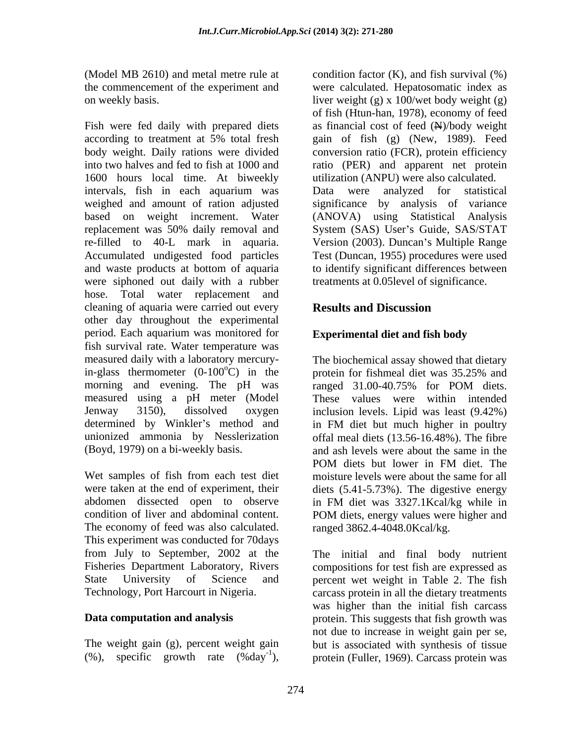(Model MB 2610) and metal metre rule at the commencement of the experiment and on weekly basis.

Fish were fed daily with prepared diets according to treatment at 5% total fresh body weight. Daily rations were divided into two halves and fed to fish at 1000 and 1600 hours local time. At biweekly intervals, fish in each aquarium was weighed and amount of ration adjusted based on weight increment. Water replacement was 50% daily removal and re-filled to 40-L mark in aquaria. Accumulated undigested food particles and waste products at bottom of aquaria were siphoned out daily with a rubber hose. Total water replacement and cleaning of aquaria were carried out every other day throughout the experimental period. Each aquarium was monitored for fish survival rate. Water temperature was measured daily with a laboratory mercury-in-glass thermometer (0-100$^{o}$C) in the morning and evening. The pH was measured using a pH meter (Model Jenway 3150), dissolved oxygen determined by Winkler's method and unionized ammonia by Nesslerization (Boyd, 1979) on a bi-weekly basis.

Wet samples of fish from each test diet were taken at the end of experiment, their abdomen dissected open to observe condition of liver and abdominal content. The economy of feed was also calculated. This experiment was conducted for 70days from July to September, 2002 at the Fisheries Department Laboratory, Rivers State University of Science and Technology, Port Harcourt in Nigeria.

## Data computation and analysis

The weight gain (g), percent weight gain (%), specific growth rate (%day$^{-1}$), condition factor (K), and fish survival (%) were calculated. Hepatosomatic index as liver weight (g) x 100/wet body weight (g) of fish (Htun-han, 1978), economy of feed as financial cost of feed (₦)/body weight gain of fish (g) (New, 1989). Feed conversion ratio (FCR), protein efficiency ratio (PER) and apparent net protein utilization (ANPU) were also calculated. Data were analyzed for statistical significance by analysis of variance (ANOVA) using Statistical Analysis System (SAS) User's Guide, SAS/STAT Version (2003). Duncan's Multiple Range Test (Duncan, 1955) procedures were used to identify significant differences between treatments at 0.05level of significance.

# Results and Discussion

## Experimental diet and fish body

The biochemical assay showed that dietary protein for fishmeal diet was 35.25% and ranged 31.00-40.75% for POM diets. These values were within intended inclusion levels. Lipid was least (9.42%) in FM diet but much higher in poultry offal meal diets (13.56-16.48%). The fibre and ash levels were about the same in the POM diets but lower in FM diet. The moisture levels were about the same for all diets (5.41-5.73%). The digestive energy in FM diet was 3327.1Kcal/kg while in POM diets, energy values were higher and ranged 3862.4-4048.0Kcal/kg.

The initial and final body nutrient compositions for test fish are expressed as percent wet weight in Table 2. The fish carcass protein in all the dietary treatments was higher than the initial fish carcass protein. This suggests that fish growth was not due to increase in weight gain per se, but is associated with synthesis of tissue protein (Fuller, 1969). Carcass protein was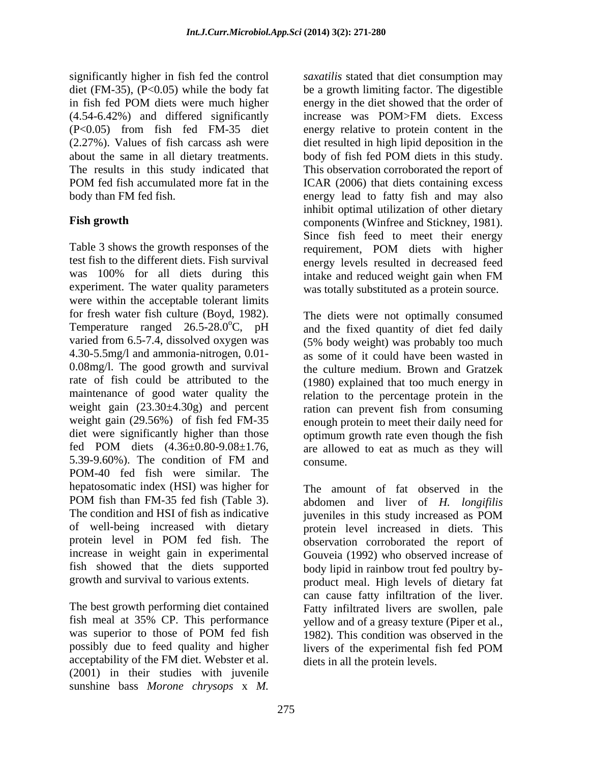significantly higher in fish fed the control diet (FM-35), ($P<0.05$) while the body fat in fish fed POM diets were much higher (4.54-6.42%) and differed significantly ($P<0.05$) from fish fed FM-35 diet (2.27%). Values of fish carcass ash were about the same in all dietary treatments. The results in this study indicated that POM fed fish accumulated more fat in the body than FM fed fish.

## Fish growth

Table 3 shows the growth responses of the test fish to the different diets. Fish survival was 100% for all diets during this experiment. The water quality parameters were within the acceptable tolerant limits for fresh water fish culture (Boyd, 1982). Temperature ranged 26.5-28.0$^{o}$C, pH varied from 6.5-7.4, dissolved oxygen was 4.30-5.5mg/l and ammonia-nitrogen, 0.01-0.08mg/l. The good growth and survival rate of fish could be attributed to the maintenance of good water quality the weight gain (23.30±4.30g) and percent weight gain (29.56%) of fish fed FM-35 diet were significantly higher than those fed POM diets (4.36±0.80-9.08±1.76, 5.39-9.60%). The condition of FM and POM-40 fed fish were similar. The hepatosomatic index (HSI) was higher for POM fish than FM-35 fed fish (Table 3). The condition and HSI of fish as indicative of well-being increased with dietary protein level in POM fed fish. The increase in weight gain in experimental fish showed that the diets supported growth and survival to various extents.

The best growth performing diet contained fish meal at 35% CP. This performance was superior to those of POM fed fish possibly due to feed quality and higher acceptability of the FM diet. Webster et al. (2001) in their studies with juvenile sunshine bass *Morone chrysops* x *M. saxatilis* stated that diet consumption may be a growth limiting factor. The digestible energy in the diet showed that the order of increase was POM>FM diets. Excess energy relative to protein content in the diet resulted in high lipid deposition in the body of fish fed POM diets in this study. This observation corroborated the report of ICAR (2006) that diets containing excess energy lead to fatty fish and may also inhibit optimal utilization of other dietary components (Winfree and Stickney, 1981). Since fish feed to meet their energy requirement, POM diets with higher energy levels resulted in decreased feed intake and reduced weight gain when FM was totally substituted as a protein source.

The diets were not optimally consumed and the fixed quantity of diet fed daily (5% body weight) was probably too much as some of it could have been wasted in the culture medium. Brown and Gratzek (1980) explained that too much energy in relation to the percentage protein in the ration can prevent fish from consuming enough protein to meet their daily need for optimum growth rate even though the fish are allowed to eat as much as they will consume.

The amount of fat observed in the abdomen and liver of *H. longifilis* juveniles in this study increased as POM protein level increased in diets. This observation corroborated the report of Gouveia (1992) who observed increase of body lipid in rainbow trout fed poultry by-product meal. High levels of dietary fat can cause fatty infiltration of the liver. Fatty infiltrated livers are swollen, pale yellow and of a greasy texture (Piper et al., 1982). This condition was observed in the livers of the experimental fish fed POM diets in all the protein levels.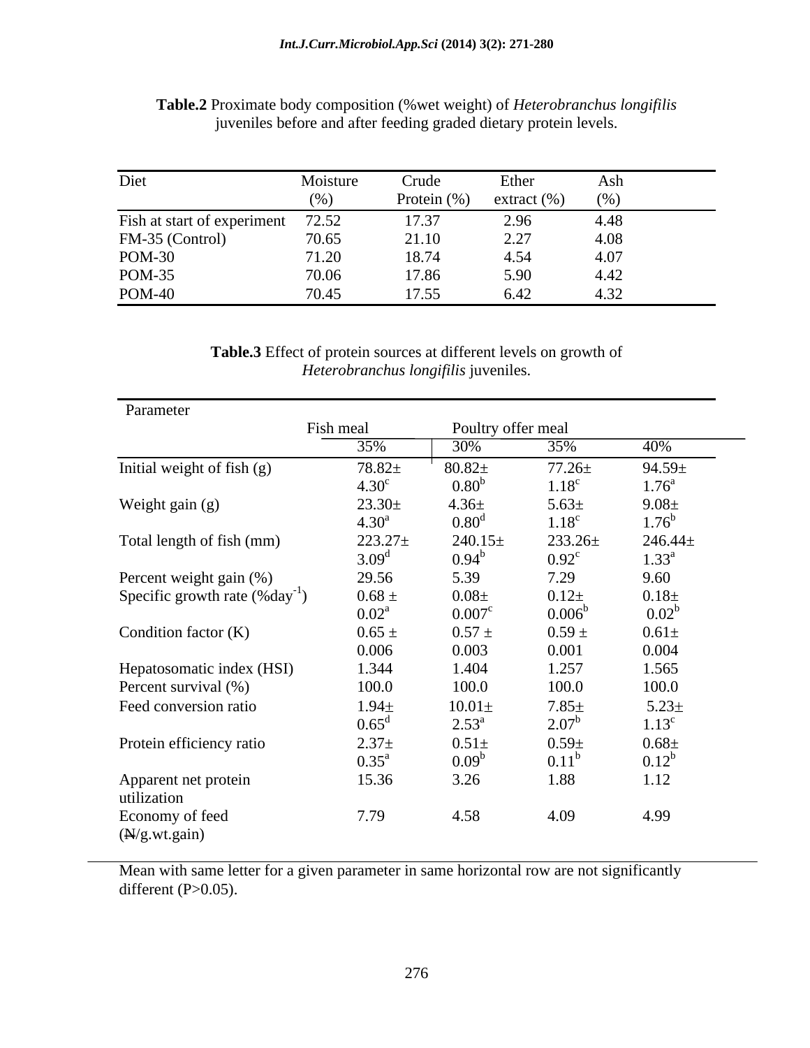**Table.2** Proximate body composition (%wet weight) of *Heterobranchus longifilis* juveniles before and after feeding graded dietary protein levels.

| Diet | Moisture (%) | Crude Protein (%) | Ether extract (%) | Ash (%) |
|---|---|---|---|---|
| Fish at start of experiment | 72.52 | 17.37 | 2.96 | 4.48 |
| FM-35 (Control) | 70.65 | 21.10 | 2.27 | 4.08 |
| POM-30 | 71.20 | 18.74 | 4.54 | 4.07 |
| POM-35 | 70.06 | 17.86 | 5.90 | 4.42 |
| POM-40 | 70.45 | 17.55 | 6.42 | 4.32 |

**Table.3** Effect of protein sources at different levels on growth of *Heterobranchus longifilis* juveniles.

| Parameter | Fish meal | Poultry offer meal | | |
|---|---|---|---|---|
| | 35% | 30% | 35% | 40% |
| Initial weight of fish (g) | 78.82± 4.30[c] | 80.82± 0.80[b] | 77.26± 1.18[c] | 94.59± 1.76[a] |
| Weight gain (g) | 23.30± 4.30[a] | 4.36± 0.80[d] | 5.63± 1.18[c] | 9.08± 1.76[b] |
| Total length of fish (mm) | 223.27± 3.09[d] | 240.15± 0.94[b] | 233.26± 0.92[c] | 246.44± 1.33[a] |
| Percent weight gain (%) | 29.56 | 5.39 | 7.29 | 9.60 |
| Specific growth rate (%day$^{-1}$) | 0.68 ± 0.02[a] | 0.08± 0.007[c] | 0.12± 0.006[b] | 0.18± 0.02[b] |
| Condition factor (K) | 0.65 ± 0.006 | 0.57 ± 0.003 | 0.59 ± 0.001 | 0.61± 0.004 |
| Hepatosomatic index (HSI) | 1.344 | 1.404 | 1.257 | 1.565 |
| Percent survival (%) | 100.0 | 100.0 | 100.0 | 100.0 |
| Feed conversion ratio | 1.94± 0.65[d] | 10.01± 2.53[a] | 7.85± 2.07[b] | 5.23± 1.13[c] |
| Protein efficiency ratio | 2.37± 0.35[a] | 0.51± 0.09[b] | 0.59± 0.11[b] | 0.68± 0.12[b] |
| Apparent net protein utilization | 15.36 | 3.26 | 1.88 | 1.12 |
| Economy of feed (₦/g.wt.gain) | 7.79 | 4.58 | 4.09 | 4.99 |

Mean with same letter for a given parameter in same horizontal row are not significantly different (P>0.05).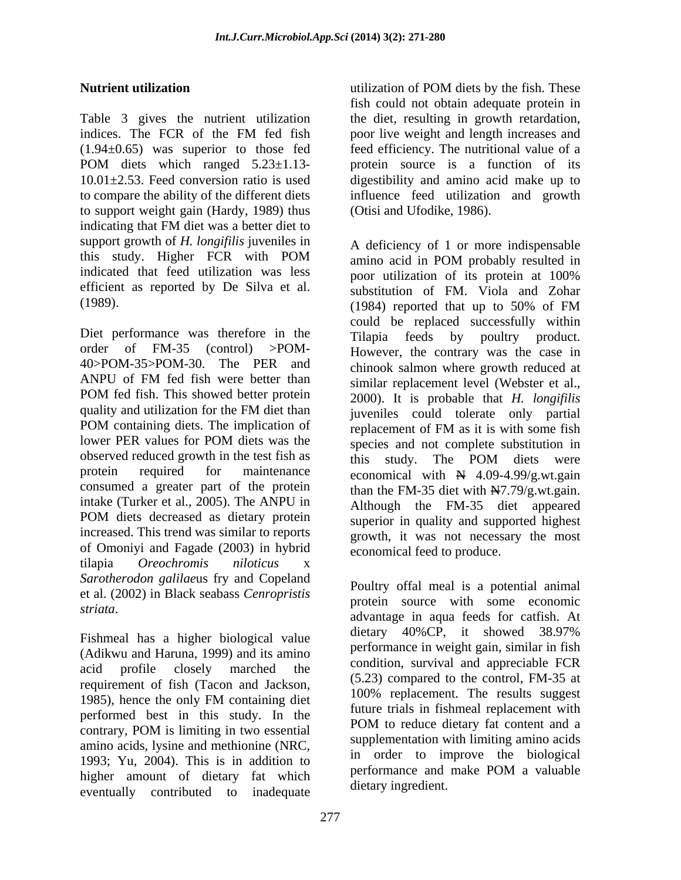## Nutrient utilization

Table 3 gives the nutrient utilization indices. The FCR of the FM fed fish (1.94±0.65) was superior to those fed POM diets which ranged 5.23±1.13-10.01±2.53. Feed conversion ratio is used to compare the ability of the different diets to support weight gain (Hardy, 1989) thus indicating that FM diet was a better diet to support growth of *H. longifilis* juveniles in this study. Higher FCR with POM indicated that feed utilization was less efficient as reported by De Silva et al. (1989).

Diet performance was therefore in the order of FM-35 (control) >POM-40>POM-35>POM-30. The PER and ANPU of FM fed fish were better than POM fed fish. This showed better protein quality and utilization for the FM diet than POM containing diets. The implication of lower PER values for POM diets was the observed reduced growth in the test fish as protein required for maintenance consumed a greater part of the protein intake (Turker et al., 2005). The ANPU in POM diets decreased as dietary protein increased. This trend was similar to reports of Omoniyi and Fagade (2003) in hybrid tilapia *Oreochromis niloticus* x *Sarotherodon galilae*us fry and Copeland et al. (2002) in Black seabass *Cenropristis striata*.

Fishmeal has a higher biological value (Adikwu and Haruna, 1999) and its amino acid profile closely marched the requirement of fish (Tacon and Jackson, 1985), hence the only FM containing diet performed best in this study. In the contrary, POM is limiting in two essential amino acids, lysine and methionine (NRC, 1993; Yu, 2004). This is in addition to higher amount of dietary fat which eventually contributed to inadequate utilization of POM diets by the fish. These fish could not obtain adequate protein in the diet, resulting in growth retardation, poor live weight and length increases and feed efficiency. The nutritional value of a protein source is a function of its digestibility and amino acid make up to influence feed utilization and growth (Otisi and Ufodike, 1986).

A deficiency of 1 or more indispensable amino acid in POM probably resulted in poor utilization of its protein at 100% substitution of FM. Viola and Zohar (1984) reported that up to 50% of FM could be replaced successfully within Tilapia feeds by poultry product. However, the contrary was the case in chinook salmon where growth reduced at similar replacement level (Webster et al., 2000). It is probable that *H. longifilis* juveniles could tolerate only partial replacement of FM as it is with some fish species and not complete substitution in this study. The POM diets were economical with ₦ 4.09-4.99/g.wt.gain than the FM-35 diet with ₦7.79/g.wt.gain. Although the FM-35 diet appeared superior in quality and supported highest growth, it was not necessary the most economical feed to produce.

Poultry offal meal is a potential animal protein source with some economic advantage in aqua feeds for catfish. At dietary 40%CP, it showed 38.97% performance in weight gain, similar in fish condition, survival and appreciable FCR (5.23) compared to the control, FM-35 at 100% replacement. The results suggest future trials in fishmeal replacement with POM to reduce dietary fat content and a supplementation with limiting amino acids in order to improve the biological performance and make POM a valuable dietary ingredient.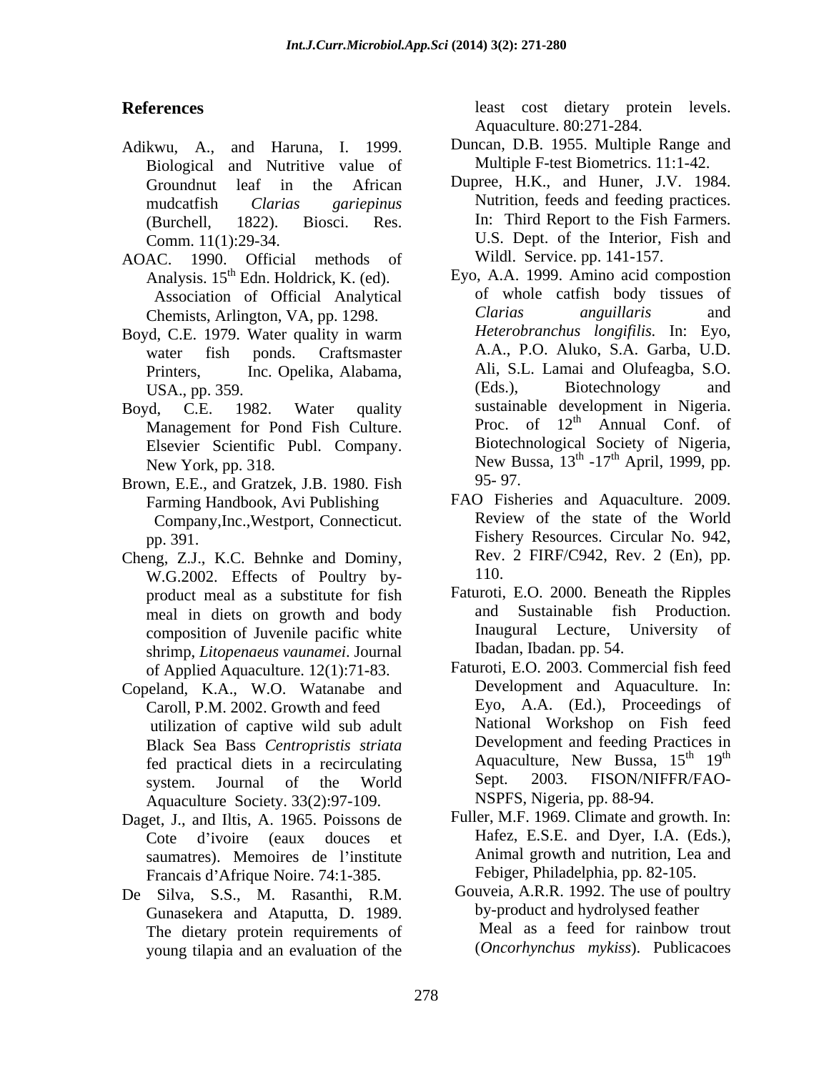## References

Adikwu, A., and Haruna, I. 1999. Biological and Nutritive value of Groundnut leaf in the African mudcatfish *Clarias gariepinus* (Burchell, 1822). Biosci. Res. Comm. 11(1):29-34.

AOAC. 1990. Official methods of Analysis. 15$^{th}$ Edn. Holdrick, K. (ed). Association of Official Analytical Chemists, Arlington, VA, pp. 1298.

Boyd, C.E. 1979. Water quality in warm water fish ponds. Craftsmaster Printers, Inc. Opelika, Alabama, USA., pp. 359.

Boyd, C.E. 1982. Water quality Management for Pond Fish Culture. Elsevier Scientific Publ. Company. New York, pp. 318.

Brown, E.E., and Gratzek, J.B. 1980. Fish Farming Handbook, Avi Publishing Company,Inc.,Westport, Connecticut. pp. 391.

Cheng, Z.J., K.C. Behnke and Dominy, W.G.2002. Effects of Poultry by-product meal as a substitute for fish meal in diets on growth and body composition of Juvenile pacific white shrimp, *Litopenaeus vaunamei*. Journal of Applied Aquaculture. 12(1):71-83.

Copeland, K.A., W.O. Watanabe and Caroll, P.M. 2002. Growth and feed utilization of captive wild sub adult Black Sea Bass *Centropristis striata* fed practical diets in a recirculating system. Journal of the World Aquaculture Society. 33(2):97-109.

Daget, J., and Iltis, A. 1965. Poissons de Cote d'ivoire (eaux douces et saumatres). Memoires de l'institute Francais d'Afrique Noire. 74:1-385.

De Silva, S.S., M. Rasanthi, R.M. Gunasekera and Ataputta, D. 1989. The dietary protein requirements of young tilapia and an evaluation of the least cost dietary protein levels. Aquaculture. 80:271-284.

Duncan, D.B. 1955. Multiple Range and Multiple F-test Biometrics. 11:1-42.

Dupree, H.K., and Huner, J.V. 1984. Nutrition, feeds and feeding practices. In: Third Report to the Fish Farmers. U.S. Dept. of the Interior, Fish and Wildl. Service. pp. 141-157.

Eyo, A.A. 1999. Amino acid compostion of whole catfish body tissues of *Clarias anguillaris* and *Heterobranchus longifilis.* In: Eyo, A.A., P.O. Aluko, S.A. Garba, U.D. Ali, S.L. Lamai and Olufeagba, S.O. (Eds.), Biotechnology and sustainable development in Nigeria. Proc. of 12$^{th}$ Annual Conf. of Biotechnological Society of Nigeria, New Bussa, 13$^{th}$ -17$^{th}$ April, 1999, pp. 95- 97.

FAO Fisheries and Aquaculture. 2009. Review of the state of the World Fishery Resources. Circular No. 942, Rev. 2 FIRF/C942, Rev. 2 (En), pp. 110.

Faturoti, E.O. 2000. Beneath the Ripples and Sustainable fish Production. Inaugural Lecture, University of Ibadan, Ibadan. pp. 54.

Faturoti, E.O. 2003. Commercial fish feed Development and Aquaculture. In: Eyo, A.A. (Ed.), Proceedings of National Workshop on Fish feed Development and feeding Practices in Aquaculture, New Bussa, 15$^{th}$ 19$^{th}$ Sept. 2003. FISON/NIFFR/FAO-NSPFS, Nigeria, pp. 88-94.

Fuller, M.F. 1969. Climate and growth. In: Hafez, E.S.E. and Dyer, I.A. (Eds.), Animal growth and nutrition, Lea and Febiger, Philadelphia, pp. 82-105.

Gouveia, A.R.R. 1992. The use of poultry by-product and hydrolysed feather Meal as a feed for rainbow trout (*Oncorhynchus mykiss*). Publicacoes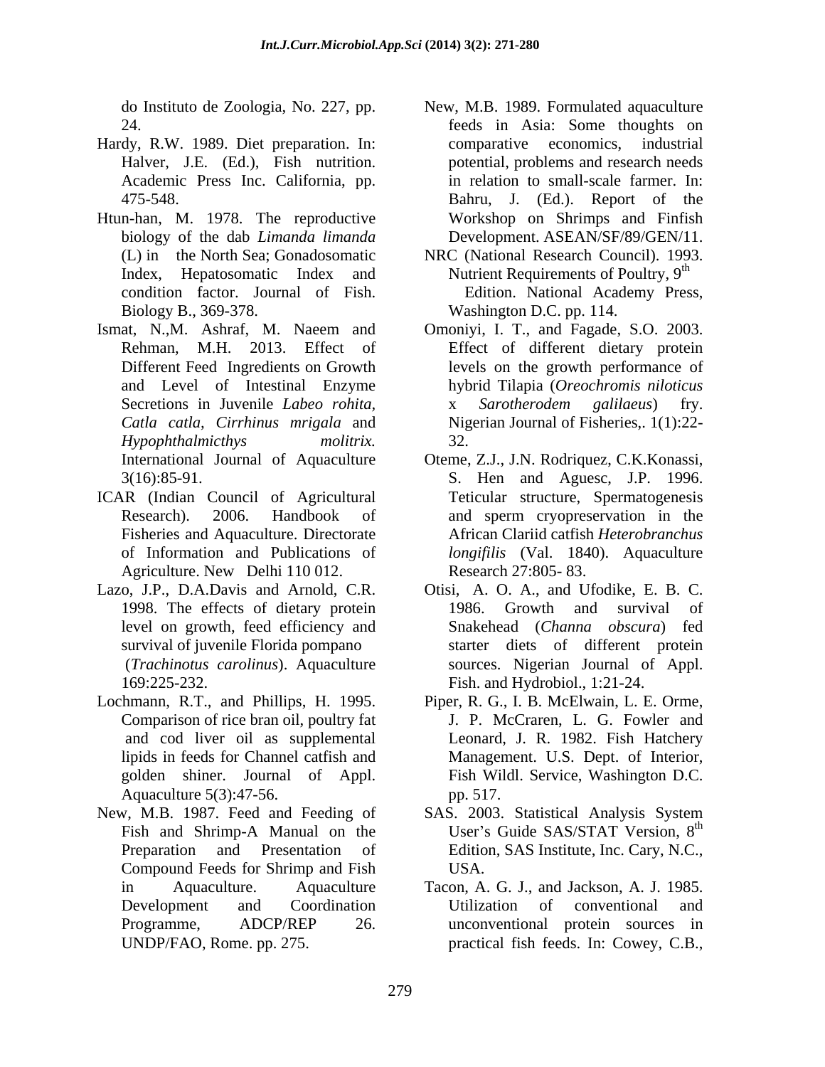do Instituto de Zoologia, No. 227, pp. 24.

Hardy, R.W. 1989. Diet preparation. In: Halver, J.E. (Ed.), Fish nutrition. Academic Press Inc. California, pp. 475-548.

Htun-han, M. 1978. The reproductive biology of the dab *Limanda limanda* (L) in the North Sea; Gonadosomatic Index, Hepatosomatic Index and condition factor. Journal of Fish. Biology B., 369-378.

Ismat, N.,M. Ashraf, M. Naeem and Rehman, M.H. 2013. Effect of Different Feed Ingredients on Growth and Level of Intestinal Enzyme Secretions in Juvenile *Labeo rohita, Catla catla, Cirrhinus mrigala* and *Hypophthalmicthys molitrix.* International Journal of Aquaculture 3(16):85-91.

ICAR (Indian Council of Agricultural Research). 2006. Handbook of Fisheries and Aquaculture. Directorate of Information and Publications of Agriculture. New Delhi 110 012.

Lazo, J.P., D.A.Davis and Arnold, C.R. 1998. The effects of dietary protein level on growth, feed efficiency and survival of juvenile Florida pompano (*Trachinotus carolinus*). Aquaculture 169:225-232.

Lochmann, R.T., and Phillips, H. 1995. Comparison of rice bran oil, poultry fat and cod liver oil as supplemental lipids in feeds for Channel catfish and golden shiner. Journal of Appl. Aquaculture 5(3):47-56.

New, M.B. 1987. Feed and Feeding of Fish and Shrimp-A Manual on the Preparation and Presentation of Compound Feeds for Shrimp and Fish in Aquaculture. Aquaculture Development and Coordination Programme, ADCP/REP 26. UNDP/FAO, Rome. pp. 275.

New, M.B. 1989. Formulated aquaculture feeds in Asia: Some thoughts on comparative economics, industrial potential, problems and research needs in relation to small-scale farmer. In: Bahru, J. (Ed.). Report of the Workshop on Shrimps and Finfish Development. ASEAN/SF/89/GEN/11.

NRC (National Research Council). 1993. Nutrient Requirements of Poultry, 9th Edition. National Academy Press, Washington D.C. pp. 114.

Omoniyi, I. T., and Fagade, S.O. 2003. Effect of different dietary protein levels on the growth performance of hybrid Tilapia (*Oreochromis niloticus* x *Sarotherodem galilaeus*) fry. Nigerian Journal of Fisheries,. 1(1):22-32.

Oteme, Z.J., J.N. Rodriquez, C.K.Konassi, S. Hen and Aguesc, J.P. 1996. Teticular structure, Spermatogenesis and sperm cryopreservation in the African Clariid catfish *Heterobranchus longifilis* (Val. 1840). Aquaculture Research 27:805- 83.

Otisi, A. O. A., and Ufodike, E. B. C. 1986. Growth and survival of Snakehead (*Channa obscura*) fed starter diets of different protein sources. Nigerian Journal of Appl. Fish. and Hydrobiol., 1:21-24.

Piper, R. G., I. B. McElwain, L. E. Orme, J. P. McCraren, L. G. Fowler and Leonard, J. R. 1982. Fish Hatchery Management. U.S. Dept. of Interior, Fish Wildl. Service, Washington D.C. pp. 517.

SAS. 2003. Statistical Analysis System User's Guide SAS/STAT Version, 8th Edition, SAS Institute, Inc. Cary, N.C., USA.

Tacon, A. G. J., and Jackson, A. J. 1985. Utilization of conventional and unconventional protein sources in practical fish feeds. In: Cowey, C.B.,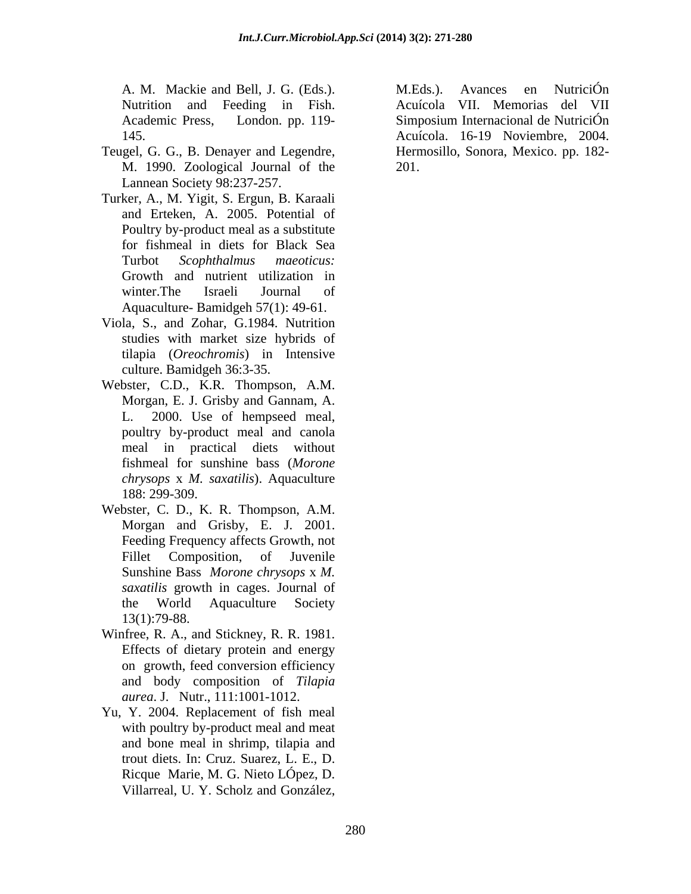A. M. Mackie and Bell, J. G. (Eds.). Nutrition and Feeding in Fish. Academic Press, London. pp. 119-145.

Teugel, G. G., B. Denayer and Legendre, M. 1990. Zoological Journal of the Lannean Society 98:237-257.

Turker, A., M. Yigit, S. Ergun, B. Karaali and Erteken, A. 2005. Potential of Poultry by-product meal as a substitute for fishmeal in diets for Black Sea Turbot *Scophthalmus maeoticus:* Growth and nutrient utilization in winter.The Israeli Journal of Aquaculture- Bamidgeh 57(1): 49-61.

Viola, S., and Zohar, G.1984. Nutrition studies with market size hybrids of tilapia (*Oreochromis*) in Intensive culture. Bamidgeh 36:3-35.

Webster, C.D., K.R. Thompson, A.M. Morgan, E. J. Grisby and Gannam, A. L. 2000. Use of hempseed meal, poultry by-product meal and canola meal in practical diets without fishmeal for sunshine bass (*Morone chrysops* x *M. saxatilis*). Aquaculture 188: 299-309.

Webster, C. D., K. R. Thompson, A.M. Morgan and Grisby, E. J. 2001. Feeding Frequency affects Growth, not Fillet Composition, of Juvenile Sunshine Bass *Morone chrysops* x *M. saxatilis* growth in cages. Journal of the World Aquaculture Society 13(1):79-88.

Winfree, R. A., and Stickney, R. R. 1981. Effects of dietary protein and energy on growth, feed conversion efficiency and body composition of *Tilapia aurea*. J. Nutr., 111:1001-1012.

Yu, Y. 2004. Replacement of fish meal with poultry by-product meal and meat and bone meal in shrimp, tilapia and trout diets. In: Cruz. Suarez, L. E., D. Ricque Marie, M. G. Nieto LÓpez, D. Villarreal, U. Y. Scholz and González, M.Eds.). Avances en NutriciÓn Acuícola VII. Memorias del VII Simposium Internacional de NutriciÓn Acuícola. 16-19 Noviembre, 2004. Hermosillo, Sonora, Mexico. pp. 182-201.